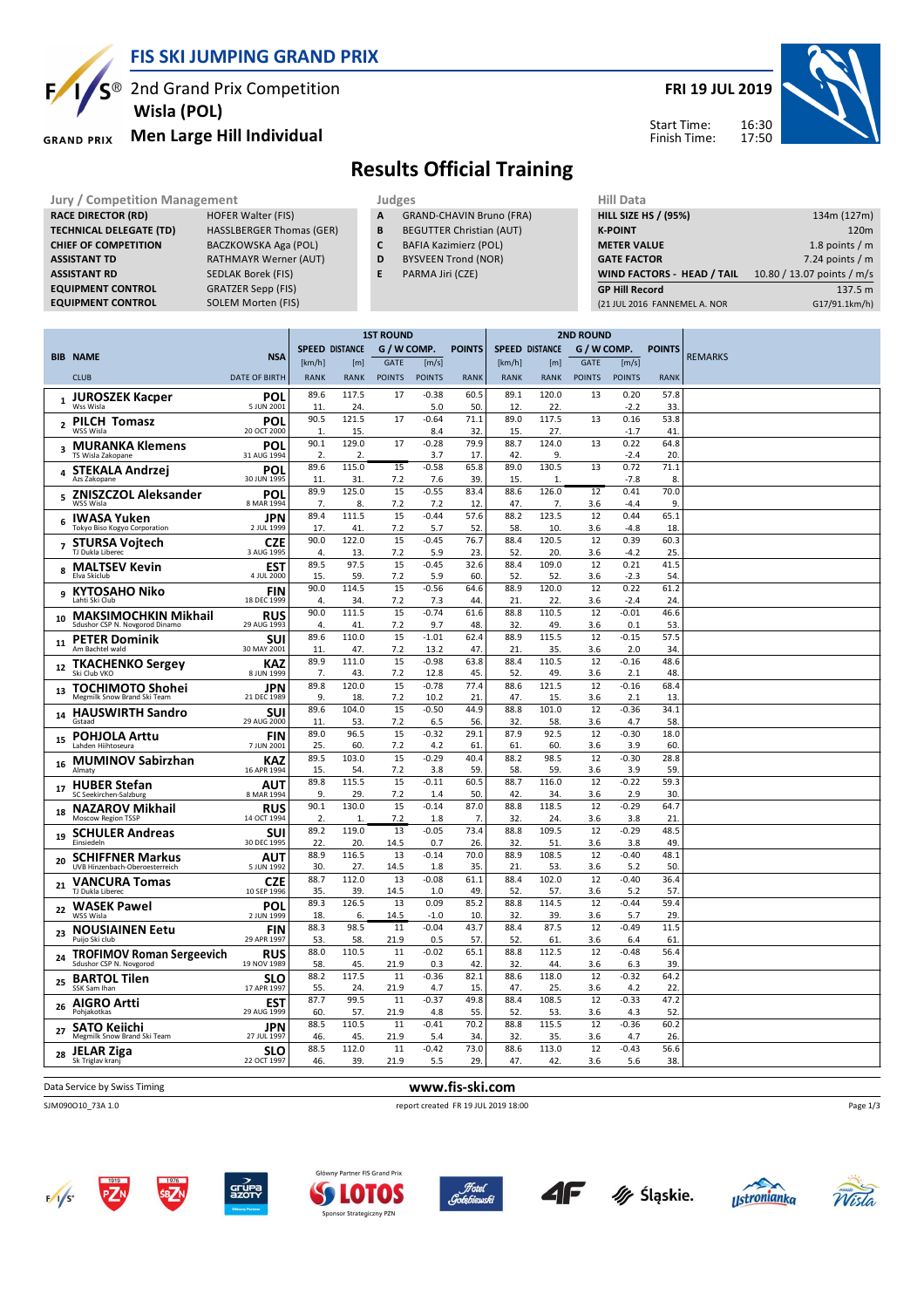# FIS SKI JUMPING GRAND PRIX

2nd Grand Prix Competition
**Wisla (POL)**
**Men Large Hill Individual**

**FRI 19 JUL 2019**

Start Time: 16:30
Finish Time: 17:50

## Results Official Training

| Jury / Competition Management | |
|---|---|
| RACE DIRECTOR (RD) | HOFER Walter (FIS) |
| TECHNICAL DELEGATE (TD) | HASSLBERGER Thomas (GER) |
| CHIEF OF COMPETITION | BACZKOWSKA Aga (POL) |
| ASSISTANT TD | RATHMAYR Werner (AUT) |
| ASSISTANT RD | SEDLAK Borek (FIS) |
| EQUIPMENT CONTROL | GRATZER Sepp (FIS) |
| EQUIPMENT CONTROL | SOLEM Morten (FIS) |

| Judges | |
|---|---|
| A | GRAND-CHAVIN Bruno (FRA) |
| B | BEGUTTER Christian (AUT) |
| C | BAFIA Kazimierz (POL) |
| D | BYSVEEN Trond (NOR) |
| E | PARMA Jiri (CZE) |

| Hill Data | |
|---|---|
| HILL SIZE HS / (95%) | 134m (127m) |
| K-POINT | 120m |
| METER VALUE | 1.8 points / m |
| GATE FACTOR | 7.24 points / m |
| WIND FACTORS - HEAD / TAIL | 10.80 / 13.07 points / m/s |
| GP Hill Record | 137.5 m |
| (21 JUL 2016 FANNEMEL A. NOR | G17/91.1km/h) |

| BIB | NAME / CLUB | NSA / DATE OF BIRTH | 1st R SPEED [km/h] / RANK | 1st R DISTANCE [m] / RANK | 1st R GATE / POINTS | 1st R WIND [m/s] / POINTS | 1st R POINTS / RANK | 2nd R SPEED [km/h] / RANK | 2nd R DISTANCE [m] / RANK | 2nd R GATE / POINTS | 2nd R WIND [m/s] / POINTS | 2nd R POINTS / RANK | REMARKS |
|---|---|---|---|---|---|---|---|---|---|---|---|---|---|
| 1 | JUROSZEK Kacper / Wss Wisla | POL / 5 JUN 2001 | 89.6 / 11. | 117.5 / 24. | 17 / | -0.38 / 5.0 | 60.5 / 50. | 89.1 / 12. | 120.0 / 22. | 13 / | 0.20 / -2.2 | 57.8 / 33. | |
| 2 | PILCH Tomasz / WSS Wisla | POL / 20 OCT 2000 | 90.5 / 1. | 121.5 / 15. | 17 / | -0.64 / 8.4 | 71.1 / 32. | 89.0 / 15. | 117.5 / 27. | 13 / | 0.16 / -1.7 | 53.8 / 41. | |
| 3 | MURANKA Klemens / TS Wisla Zakopane | POL / 31 AUG 1994 | 90.1 / 2. | 129.0 / 2. | 17 / | -0.28 / 3.7 | 79.9 / 17. | 88.7 / 42. | 124.0 / 9. | 13 / | 0.22 / -2.4 | 64.8 / 20. | |
| 4 | STEKALA Andrzej / Azs Zakopane | POL / 30 JUN 1995 | 89.6 / 11. | 115.0 / 31. | 15 / 7.2 | -0.58 / 7.6 | 65.8 / 39. | 89.0 / 15. | 130.5 / 1. | 13 / | 0.72 / -7.8 | 71.1 / 8. | |
| 5 | ZNISZCZOL Aleksander / WSS Wisla | POL / 8 MAR 1994 | 89.9 / 7. | 125.0 / 8. | 15 / 7.2 | -0.55 / 7.2 | 83.4 / 12. | 88.6 / 47. | 126.0 / 7. | 12 / 3.6 | 0.41 / -4.4 | 70.0 / 9. | |
| 6 | IWASA Yuken / Tokyo Biso Kogyo Corporation | JPN / 2 JUL 1999 | 89.4 / 17. | 111.5 / 41. | 15 / 7.2 | -0.44 / 5.7 | 57.6 / 52. | 88.2 / 58. | 123.5 / 10. | 12 / 3.6 | 0.44 / -4.8 | 65.1 / 18. | |
| 7 | STURSA Vojtech / TJ Dukla Liberec | CZE / 3 AUG 1995 | 90.0 / 4. | 122.0 / 13. | 15 / 7.2 | -0.45 / 5.9 | 76.7 / 23. | 88.4 / 52. | 120.5 / 20. | 12 / 3.6 | 0.39 / -4.2 | 60.3 / 25. | |
| 8 | MALTSEV Kevin / Elva Skiclub | EST / 4 JUL 2000 | 89.5 / 15. | 97.5 / 59. | 15 / 7.2 | -0.45 / 5.9 | 32.6 / 60. | 88.4 / 52. | 109.0 / 52. | 12 / 3.6 | 0.21 / -2.3 | 41.5 / 54. | |
| 9 | KYTOSAHO Niko / Lahti Ski Club | FIN / 18 DEC 1999 | 90.0 / 4. | 114.5 / 34. | 15 / 7.2 | -0.56 / 7.3 | 64.6 / 44. | 88.9 / 21. | 120.0 / 22. | 12 / 3.6 | 0.22 / -2.4 | 61.2 / 24. | |
| 10 | MAKSIMOCHKIN Mikhail / Sdushor CSP N. Novgorod Dinamo | RUS / 29 AUG 1993 | 90.0 / 4. | 111.5 / 41. | 15 / 7.2 | -0.74 / 9.7 | 61.6 / 48. | 88.8 / 32. | 110.5 / 49. | 12 / 3.6 | -0.01 / 0.1 | 46.6 / 53. | |
| 11 | PETER Dominik / Am Bachtel wald | SUI / 30 MAY 2001 | 89.6 / 11. | 110.0 / 47. | 15 / 7.2 | -1.01 / 13.2 | 62.4 / 47. | 88.9 / 21. | 115.5 / 35. | 12 / 3.6 | -0.15 / 2.0 | 57.5 / 34. | |
| 12 | TKACHENKO Sergey / Ski Club VKO | KAZ / 8 JUN 1999 | 89.9 / 7. | 111.0 / 43. | 15 / 7.2 | -0.98 / 12.8 | 63.8 / 45. | 88.4 / 52. | 110.5 / 49. | 12 / 3.6 | -0.16 / 2.1 | 48.6 / 48. | |
| 13 | TOCHIMOTO Shohei / Megmilk Snow Brand Ski Team | JPN / 21 DEC 1989 | 89.8 / 9. | 120.0 / 18. | 15 / 7.2 | -0.78 / 10.2 | 77.4 / 21. | 88.6 / 47. | 121.5 / 15. | 12 / 3.6 | -0.16 / 2.1 | 68.4 / 13. | |
| 14 | HAUSWIRTH Sandro / Gstaad | SUI / 29 AUG 2000 | 89.6 / 11. | 104.0 / 53. | 15 / 7.2 | -0.50 / 6.5 | 44.9 / 56. | 88.8 / 32. | 101.0 / 58. | 12 / 3.6 | -0.36 / 4.7 | 34.1 / 58. | |
| 15 | POHJOLA Arttu / Lahden Hiihtoseura | FIN / 7 JUN 2001 | 89.0 / 25. | 96.5 / 60. | 15 / 7.2 | -0.32 / 4.2 | 29.1 / 61. | 87.9 / 61. | 92.5 / 60. | 12 / 3.6 | -0.30 / 3.9 | 18.0 / 60. | |
| 16 | MUMINOV Sabirzhan / Almaty | KAZ / 16 APR 1994 | 89.5 / 15. | 103.0 / 54. | 15 / 7.2 | -0.29 / 3.8 | 40.4 / 59. | 88.2 / 58. | 98.5 / 59. | 12 / 3.6 | -0.30 / 3.9 | 28.8 / 59. | |
| 17 | HUBER Stefan / SC Seekirchen-Salzburg | AUT / 8 MAR 1994 | 89.8 / 9. | 115.5 / 29. | 15 / 7.2 | -0.11 / 1.4 | 60.5 / 50. | 88.7 / 42. | 116.0 / 34. | 12 / 3.6 | -0.22 / 2.9 | 59.3 / 30. | |
| 18 | NAZAROV Mikhail / Moscow Region TSSP | RUS / 14 OCT 1994 | 90.1 / 2. | 130.0 / 1. | 15 / 7.2 | -0.14 / 1.8 | 87.0 / 7. | 88.8 / 32. | 118.5 / 24. | 12 / 3.6 | -0.29 / 3.8 | 64.7 / 21. | |
| 19 | SCHULER Andreas / Einsiedeln | SUI / 30 DEC 1995 | 89.2 / 22. | 119.0 / 20. | 13 / 14.5 | -0.05 / 0.7 | 73.4 / 26. | 88.8 / 32. | 109.5 / 51. | 12 / 3.6 | -0.29 / 3.8 | 48.5 / 49. | |
| 20 | SCHIFFNER Markus / UVB Hinzenbach-Oberoesterreich | AUT / 5 JUN 1992 | 88.9 / 30. | 116.5 / 27. | 13 / 14.5 | -0.14 / 1.8 | 70.0 / 35. | 88.9 / 21. | 108.5 / 53. | 12 / 3.6 | -0.40 / 5.2 | 48.1 / 50. | |
| 21 | VANCURA Tomas / TJ Dukla Liberec | CZE / 10 SEP 1996 | 88.7 / 35. | 112.0 / 39. | 13 / 14.5 | -0.08 / 1.0 | 61.1 / 49. | 88.4 / 52. | 102.0 / 57. | 12 / 3.6 | -0.40 / 5.2 | 36.4 / 57. | |
| 22 | WASEK Pawel / WSS Wisla | POL / 2 JUN 1999 | 89.3 / 18. | 126.5 / 6. | 13 / 14.5 | 0.09 / -1.0 | 85.2 / 10. | 88.8 / 32. | 114.5 / 39. | 12 / 3.6 | -0.44 / 5.7 | 59.4 / 29. | |
| 23 | NOUSIAINEN Eetu / Puijo Ski club | FIN / 29 APR 1997 | 88.3 / 53. | 98.5 / 58. | 11 / 21.9 | -0.04 / 0.5 | 43.7 / 57. | 88.4 / 52. | 87.5 / 61. | 12 / 3.6 | -0.49 / 6.4 | 11.5 / 61. | |
| 24 | TROFIMOV Roman Sergeevich / Sdushor CSP N. Novgorod | RUS / 19 NOV 1989 | 88.0 / 58. | 110.5 / 45. | 11 / 21.9 | -0.02 / 0.3 | 65.1 / 42. | 88.8 / 32. | 112.5 / 44. | 12 / 3.6 | -0.48 / 6.3 | 56.4 / 39. | |
| 25 | BARTOL Tilen / SSK Sam Ihan | SLO / 17 APR 1997 | 88.2 / 55. | 117.5 / 24. | 11 / 21.9 | -0.36 / 4.7 | 82.1 / 15. | 88.6 / 47. | 118.0 / 25. | 12 / 3.6 | -0.32 / 4.2 | 64.2 / 22. | |
| 26 | AIGRO Artti / Pohjakotkas | EST / 29 AUG 1999 | 87.7 / 60. | 99.5 / 57. | 11 / 21.9 | -0.37 / 4.8 | 49.8 / 55. | 88.4 / 52. | 108.5 / 53. | 12 / 3.6 | -0.33 / 4.3 | 47.2 / 52. | |
| 27 | SATO Keiichi / Megmilk Snow Brand Ski Team | JPN / 27 JUL 1997 | 88.5 / 46. | 110.5 / 45. | 11 / 21.9 | -0.41 / 5.4 | 70.2 / 34. | 88.8 / 32. | 115.5 / 35. | 12 / 3.6 | -0.36 / 4.7 | 60.2 / 26. | |
| 28 | JELAR Ziga / Sk Triglav kranj | SLO / 22 OCT 1997 | 88.5 / 46. | 112.0 / 39. | 11 / 21.9 | -0.42 / 5.5 | 73.0 / 29. | 88.6 / 47. | 113.0 / 42. | 12 / 3.6 | -0.43 / 5.6 | 56.6 / 38. | |

Data Service by Swiss Timing — www.fis-ski.com

SJM090O10_73A 1.0 — report created FR 19 JUL 2019 18:00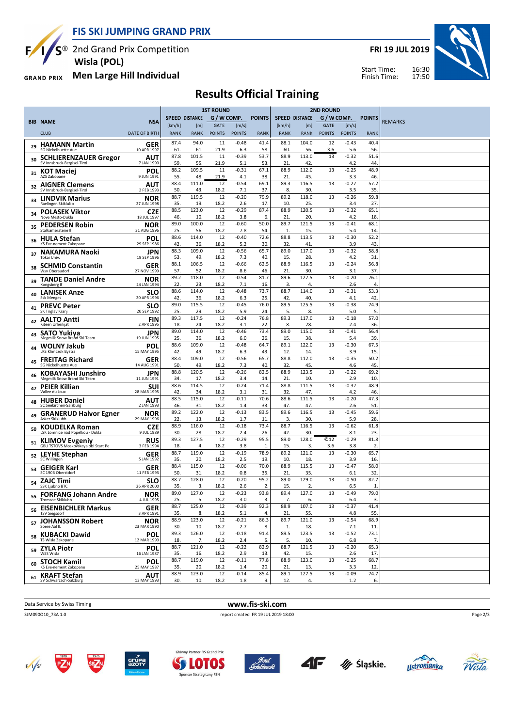# FIS SKI JUMPING GRAND PRIX

2nd Grand Prix Competition
Wisla (POL)

**Men Large Hill Individual**

FRI 19 JUL 2019

Start Time: 16:30
Finish Time: 17:50

## Results Official Training

| BIB | NAME / CLUB | NSA / DATE OF BIRTH | 1ST ROUND SPEED [km/h] / RANK | DISTANCE [m] / RANK | GATE / POINTS | [m/s] / POINTS | POINTS / RANK | 2ND ROUND SPEED [km/h] / RANK | DISTANCE [m] / RANK | GATE / POINTS | [m/s] / POINTS | POINTS / RANK | REMARKS |
|---|---|---|---|---|---|---|---|---|---|---|---|---|---|
| 29 | HAMANN Martin / SG Nickelhuette Aue | GER / 10 APR 1997 | 87.4 / 61. | 94.0 / 61. | 11 / 21.9 | -0.48 / 6.3 | 41.4 / 58. | 88.1 / 60. | 104.0 / 56. | 12 / 3.6 | -0.43 / 5.6 | 40.4 / 56. | |
| 30 | SCHLIERENZAUER Gregor / SV Innsbruck-Bergisel-Tirol | AUT / 7 JAN 1990 | 87.8 / 59. | 101.5 / 55. | 11 / 21.9 | -0.39 / 5.1 | 53.7 / 53. | 88.9 / 21. | 113.0 / 42. | 13 | -0.32 / 4.2 | 51.6 / 44. | |
| 31 | KOT Maciej / AZS Zakopane | POL / 9 JUN 1991 | 88.2 / 55. | 109.5 / 48. | 11 / 21.9 | -0.31 / 4.1 | 67.1 / 38. | 88.9 / 21. | 112.0 / 45. | 13 | -0.25 / 3.3 | 48.9 / 46. | |
| 32 | AIGNER Clemens / SV Innsbruck-Bergisel-Tirol | AUT / 2 FEB 1993 | 88.4 / 50. | 111.0 / 43. | 12 / 18.2 | -0.54 / 7.1 | 69.1 / 37. | 89.3 / 8. | 116.5 / 30. | 13 | -0.27 / 3.5 | 57.2 / 35. | |
| 33 | LINDVIK Marius / Raelingen Skiklubb | NOR / 27 JUN 1998 | 88.7 / 35. | 119.5 / 19. | 12 / 18.2 | -0.20 / 2.6 | 79.9 / 17. | 89.2 / 10. | 118.0 / 25. | 13 | -0.26 / 3.4 | 59.8 / 27. | |
| 34 | POLASEK Viktor / Nove Mesto-Dukla | CZE / 18 JUL 1997 | 88.5 / 46. | 123.0 / 10. | 12 / 18.2 | -0.29 / 3.8 | 87.4 / 6. | 88.9 / 21. | 120.5 / 20. | 13 | -0.32 / 4.2 | 65.1 / 18. | |
| 35 | PEDERSEN Robin / Stalkameratene Il | NOR / 31 AUG 1996 | 89.0 / 25. | 100.0 / 56. | 12 / 18.2 | -0.60 / 7.8 | 50.0 / 54. | 89.7 / 1. | 121.5 / 15. | 13 | -0.41 / 5.4 | 68.1 / 14. | |
| 36 | HULA Stefan / KS Eve-nement Zakopane | POL / 29 SEP 1986 | 88.6 / 42. | 114.0 / 36. | 12 / 18.2 | -0.40 / 5.2 | 72.6 / 30. | 88.8 / 32. | 113.5 / 41. | 13 | -0.30 / 3.9 | 52.2 / 43. | |
| 37 | NAKAMURA Naoki / Tokai Univ. | JPN / 19 SEP 1996 | 88.3 / 53. | 109.0 / 49. | 12 / 18.2 | -0.56 / 7.3 | 65.7 / 40. | 89.0 / 15. | 117.0 / 28. | 13 | -0.32 / 4.2 | 58.8 / 31. | |
| 38 | SCHMID Constantin / Wsv Oberaudorf | GER / 27 NOV 1999 | 88.1 / 57. | 106.5 / 52. | 12 / 18.2 | -0.66 / 8.6 | 62.5 / 46. | 88.9 / 21. | 116.5 / 30. | 13 | -0.24 / 3.1 | 56.8 / 37. | |
| 39 | TANDE Daniel Andre / Kongsberg If | NOR / 24 JAN 1994 | 89.2 / 22. | 118.0 / 23. | 12 / 18.2 | -0.54 / 7.1 | 81.7 / 16. | 89.6 / 3. | 127.5 / 4. | 13 | -0.20 / 2.6 | 76.1 / 4. | |
| 40 | LANISEK Anze / Ssk Menges | SLO / 20 APR 1996 | 88.6 / 42. | 114.0 / 36. | 12 / 18.2 | -0.48 / 6.3 | 73.7 / 25. | 88.7 / 42. | 114.0 / 40. | 13 | -0.31 / 4.1 | 53.3 / 42. | |
| 41 | PREVC Peter / SK Triglav Kranj | SLO / 20 SEP 1992 | 89.0 / 25. | 115.5 / 29. | 12 / 18.2 | -0.45 / 5.9 | 76.0 / 24. | 89.5 / 5. | 125.5 / 8. | 13 | -0.38 / 5.0 | 74.9 / 5. | |
| 42 | AALTO Antti / Kiteen Urheilijat | FIN / 2 APR 1995 | 89.3 / 18. | 117.5 / 24. | 12 / 18.2 | -0.24 / 3.1 | 76.8 / 22. | 89.3 / 8. | 117.0 / 28. | 13 | -0.18 / 2.4 | 57.0 / 36. | |
| 43 | SATO Yukiya / Megmilk Snow Brand Ski Team | JPN / 19 JUN 1995 | 89.0 / 25. | 114.0 / 36. | 12 / 18.2 | -0.46 / 6.0 | 73.4 / 26. | 89.0 / 15. | 115.0 / 38. | 13 | -0.41 / 5.4 | 56.4 / 39. | |
| 44 | WOLNY Jakub / LKS Klimczok Bystra | POL / 15 MAY 1995 | 88.6 / 42. | 109.0 / 49. | 12 / 18.2 | -0.48 / 6.3 | 64.7 / 43. | 89.1 / 12. | 122.0 / 14. | 13 | -0.30 / 3.9 | 67.5 / 15. | |
| 45 | FREITAG Richard / SG Nickelhuette Aue | GER / 14 AUG 1991 | 88.4 / 50. | 109.0 / 49. | 12 / 18.2 | -0.56 / 7.3 | 65.7 / 40. | 88.8 / 32. | 112.0 / 45. | 13 | -0.35 / 4.6 | 50.2 / 45. | |
| 46 | KOBAYASHI Junshiro / Megmilk Snow Brand Ski Team | JPN / 11 JUN 1991 | 88.8 / 34. | 120.5 / 17. | 12 / 18.2 | -0.26 / 3.4 | 82.5 / 14. | 88.9 / 21. | 123.5 / 10. | 13 | -0.22 / 2.9 | 69.2 / 10. | |
| 47 | PEIER Killian / Vallee du Joux | SUI / 28 MAR 1995 | 88.6 / 42. | 114.5 / 34. | 12 / 18.2 | -0.24 / 3.1 | 71.4 / 31. | 88.8 / 32. | 111.5 / 47. | 13 | -0.32 / 4.2 | 48.9 / 46. | |
| 48 | HUBER Daniel / SC Seekirchen-Salzburg | AUT / 2 JAN 1993 | 88.5 / 46. | 115.0 / 31. | 12 / 18.2 | -0.11 / 1.4 | 70.6 / 33. | 88.6 / 47. | 111.5 / 47. | 13 | -0.20 / 2.6 | 47.3 / 51. | |
| 49 | GRANERUD Halvor Egner / Asker Skiklubb | NOR / 29 MAY 1996 | 89.2 / 22. | 122.0 / 13. | 12 / 18.2 | -0.13 / 1.7 | 83.5 / 11. | 89.6 / 3. | 116.5 / 30. | 13 | -0.45 / 5.9 | 59.6 / 28. | |
| 50 | KOUDELKA Roman / LSK Lomnice nad Popelkou - Dukla | CZE / 9 JUL 1989 | 88.9 / 30. | 116.0 / 28. | 12 / 18.2 | -0.18 / 2.4 | 73.4 / 26. | 88.7 / 42. | 116.5 / 30. | 13 | -0.62 / 8.1 | 61.8 / 23. | |
| 51 | KLIMOV Evgeniy / GBU TSTOVS Moskovskaya obl Start Pe | RUS / 3 FEB 1994 | 89.3 / 18. | 127.5 / 4. | 12 / 18.2 | -0.29 / 3.8 | 95.5 / 1. | 89.0 / 15. | 128.0 / 3. | ©12 / 3.6 | -0.29 / 3.8 | 81.8 / 2. | |
| 52 | LEYHE Stephan / SC Willingen | GER / 5 JAN 1992 | 88.7 / 35. | 119.0 / 20. | 12 / 18.2 | -0.19 / 2.5 | 78.9 / 19. | 89.2 / 10. | 121.0 / 18. | 13 | -0.30 / 3.9 | 65.7 / 16. | |
| 53 | GEIGER Karl / SC 1906 Oberstdorf | GER / 11 FEB 1993 | 88.4 / 50. | 115.0 / 31. | 12 / 18.2 | -0.06 / 0.8 | 70.0 / 35. | 88.9 / 21. | 115.5 / 35. | 13 | -0.47 / 6.1 | 58.0 / 32. | |
| 54 | ZAJC Timi / SSK Ljubno BTC | SLO / 26 APR 2000 | 88.7 / 35. | 128.0 / 3. | 12 / 18.2 | -0.20 / 2.6 | 95.2 / 2. | 89.0 / 15. | 129.0 / 2. | 13 | -0.50 / 6.5 | 82.7 / 1. | |
| 55 | FORFANG Johann Andre / Tromsoe Skiklubb | NOR / 4 JUL 1995 | 89.0 / 25. | 127.0 / 5. | 12 / 18.2 | -0.23 / 3.0 | 93.8 / 3. | 89.4 / 7. | 127.0 / 6. | 13 | -0.49 / 6.4 | 79.0 / 3. | |
| 56 | EISENBICHLER Markus / TSV Siegsdorf | GER / 3 APR 1991 | 88.7 / 35. | 125.0 / 8. | 12 / 18.2 | -0.39 / 5.1 | 92.3 / 4. | 88.9 / 21. | 107.0 / 55. | 13 | -0.37 / 4.8 | 41.4 / 55. | |
| 57 | JOHANSSON Robert / Soere Aal IL | NOR / 23 MAR 1990 | 88.9 / 30. | 123.0 / 10. | 12 / 18.2 | -0.21 / 2.7 | 86.3 / 8. | 89.7 / 1. | 121.0 / 18. | 13 | -0.54 / 7.1 | 68.9 / 11. | |
| 58 | KUBACKI Dawid / TS Wisla Zakopane | POL / 12 MAR 1990 | 89.3 / 18. | 126.0 / 7. | 12 / 18.2 | -0.18 / 2.4 | 91.4 / 5. | 89.5 / 5. | 123.5 / 10. | 13 | -0.52 / 6.8 | 73.1 / 7. | |
| 59 | ZYLA Piotr / WSS Wisla | POL / 16 JAN 1987 | 88.7 / 35. | 121.0 / 16. | 12 / 18.2 | -0.22 / 2.9 | 82.9 / 13. | 88.7 / 42. | 121.5 / 15. | 13 | -0.20 / 2.6 | 65.3 / 17. | |
| 60 | STOCH Kamil / KS Eve-nement Zakopane | POL / 25 MAY 1987 | 88.7 / 35. | 119.0 / 20. | 12 / 18.2 | -0.11 / 1.4 | 77.8 / 20. | 88.9 / 21. | 123.0 / 13. | 13 | -0.25 / 3.3 | 68.7 / 12. | |
| 61 | KRAFT Stefan / SV Schwarzach-Salzburg | AUT / 13 MAY 1993 | 88.9 / 30. | 123.0 / 10. | 12 / 18.2 | -0.14 / 1.8 | 85.4 / 9. | 89.1 / 12. | 127.5 / 4. | 13 | -0.09 / 1.2 | 74.7 / 6. | |

Data Service by Swiss Timing — www.fis-ski.com

SJM090O10_73A 1.0 — report created FR 19 JUL 2019 18:00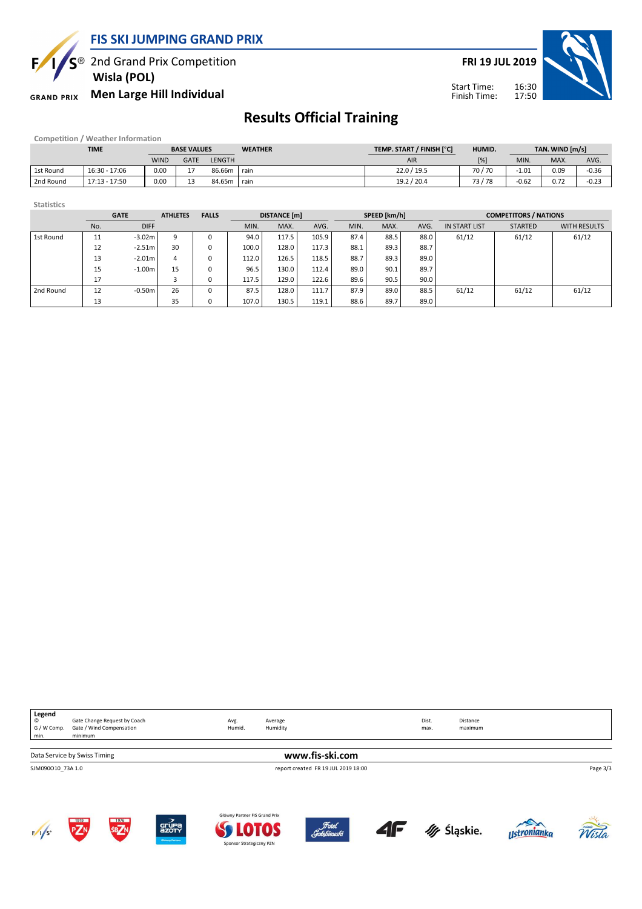# FIS SKI JUMPING GRAND PRIX

2nd Grand Prix Competition
**Wisla (POL)**
**Men Large Hill Individual**

**FRI 19 JUL 2019**

Start Time: 16:30
Finish Time: 17:50

## Results Official Training

**Competition / Weather Information**

| TIME | | BASE VALUES | | | WEATHER | TEMP. START / FINISH [°C] | HUMID. | TAN. WIND [m/s] | | |
|---|---|---|---|---|---|---|---|---|---|---|
| | | WIND | GATE | LENGTH | | AIR | [%] | MIN. | MAX. | AVG. |
| 1st Round | 16:30 - 17:06 | 0.00 | 17 | 86.66m | rain | 22.0 / 19.5 | 70 / 70 | -1.01 | 0.09 | -0.36 |
| 2nd Round | 17:13 - 17:50 | 0.00 | 13 | 84.65m | rain | 19.2 / 20.4 | 73 / 78 | -0.62 | 0.72 | -0.23 |

**Statistics**

| | GATE | | ATHLETES | FALLS | DISTANCE [m] | | | SPEED [km/h] | | | COMPETITORS / NATIONS | | |
|---|---|---|---|---|---|---|---|---|---|---|---|---|---|
| | No. | DIFF | | | MIN. | MAX. | AVG. | MIN. | MAX. | AVG. | IN START LIST | STARTED | WITH RESULTS |
| 1st Round | 11 | -3.02m | 9 | 0 | 94.0 | 117.5 | 105.9 | 87.4 | 88.5 | 88.0 | 61/12 | 61/12 | 61/12 |
| | 12 | -2.51m | 30 | 0 | 100.0 | 128.0 | 117.3 | 88.1 | 89.3 | 88.7 | | | |
| | 13 | -2.01m | 4 | 0 | 112.0 | 126.5 | 118.5 | 88.7 | 89.3 | 89.0 | | | |
| | 15 | -1.00m | 15 | 0 | 96.5 | 130.0 | 112.4 | 89.0 | 90.1 | 89.7 | | | |
| | 17 | | 3 | 0 | 117.5 | 129.0 | 122.6 | 89.6 | 90.5 | 90.0 | | | |
| 2nd Round | 12 | -0.50m | 26 | 0 | 87.5 | 128.0 | 111.7 | 87.9 | 89.0 | 88.5 | 61/12 | 61/12 | 61/12 |
| | 13 | | 35 | 0 | 107.0 | 130.5 | 119.1 | 88.6 | 89.7 | 89.0 | | | |

**Legend**

| | | | | | |
|---|---|---|---|---|---|
| © | Gate Change Request by Coach | Avg. | Average | Dist. | Distance |
| G / W Comp. | Gate / Wind Compensation | Humid. | Humidity | max. | maximum |
| min. | minimum | | | | |

Data Service by Swiss Timing — www.fis-ski.com

SJM090O10_73A 1.0 — report created FR 19 JUL 2019 18:00

Główny Partner FIS Grand Prix — LOTOS — Sponsor Strategiczny PZN